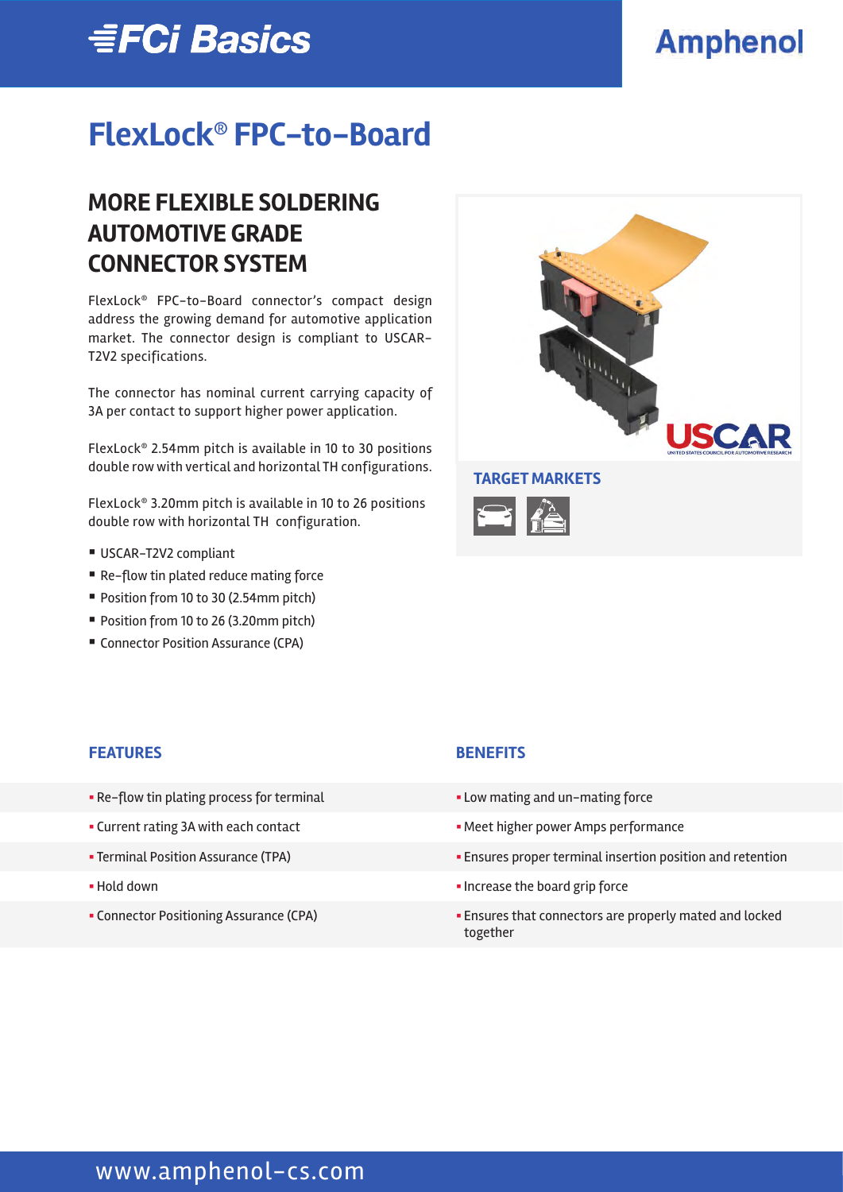# FlexLock® FPC-to-Board

## MORE FLEXIBLE SOLDERING AUTOMOTIVE GRADE CONNECTOR SYSTEM

FlexLock® FPC-to-Board connector's compact design address the growing demand for automotive application market. The connector design is compliant to USCAR-T2V2 specifications.

The connector has nominal current carrying capacity of 3A per contact to support higher power application.

FlexLock® 2.54mm pitch is available in 10 to 30 positions double row with vertical and horizontal TH configurations.

FlexLock® 3.20mm pitch is available in 10 to 26 positions double row with horizontal TH configuration.

- USCAR-T2V2 compliant
- Re-flow tin plated reduce mating force
- Position from 10 to 30 (2.54mm pitch)
- Position from 10 to 26 (3.20mm pitch)
- Connector Position Assurance (CPA)

### TARGET MARKETS

| FEATURES | BENEFITS |
| --- | --- |
| Re-flow tin plating process for terminal | Low mating and un-mating force |
| Current rating 3A with each contact | Meet higher power Amps performance |
| Terminal Position Assurance (TPA) | Ensures proper terminal insertion position and retention |
| Hold down | Increase the board grip force |
| Connector Positioning Assurance (CPA) | Ensures that connectors are properly mated and locked together |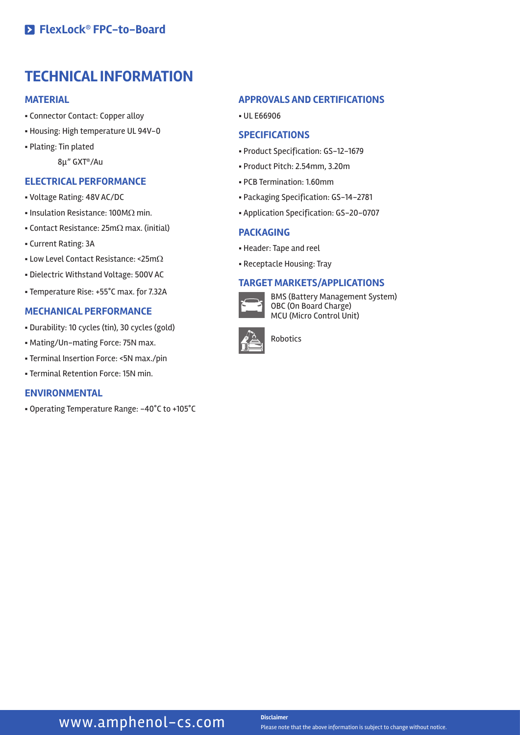## FlexLock® FPC-to-Board

# TECHNICAL INFORMATION

### MATERIAL

- Connector Contact: Copper alloy
- Housing: High temperature UL 94V-0
- Plating: Tin plated

  8μ" GXT®/Au

### ELECTRICAL PERFORMANCE

- Voltage Rating: 48V AC/DC
- Insulation Resistance: 100MΩ min.
- Contact Resistance: 25mΩ max. (initial)
- Current Rating: 3A
- Low Level Contact Resistance: <25mΩ
- Dielectric Withstand Voltage: 500V AC
- Temperature Rise: +55°C max. for 7.32A

### MECHANICAL PERFORMANCE

- Durability: 10 cycles (tin), 30 cycles (gold)
- Mating/Un-mating Force: 75N max.
- Terminal Insertion Force: <5N max./pin
- Terminal Retention Force: 15N min.

### ENVIRONMENTAL

- Operating Temperature Range: -40°C to +105°C

### APPROVALS AND CERTIFICATIONS

- UL E66906

### SPECIFICATIONS

- Product Specification: GS-12-1679
- Product Pitch: 2.54mm, 3.20m
- PCB Termination: 1.60mm
- Packaging Specification: GS-14-2781
- Application Specification: GS-20-0707

### PACKAGING

- Header: Tape and reel
- Receptacle Housing: Tray

### TARGET MARKETS/APPLICATIONS

BMS (Battery Management System)
OBC (On Board Charge)
MCU (Micro Control Unit)

Robotics

www.amphenol-cs.com

**Disclaimer**
Please note that the above information is subject to change without notice.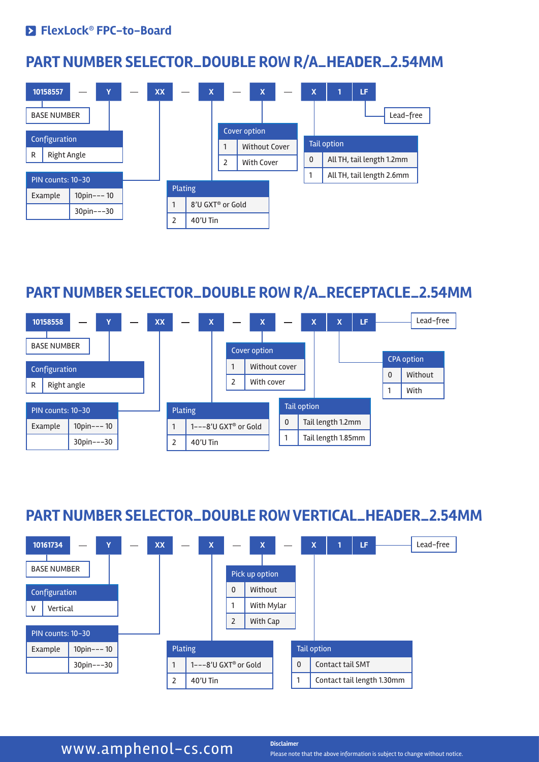FlexLock® FPC-to-Board

## PART NUMBER SELECTOR_DOUBLE ROW R/A_HEADER_2.54MM

10158557 — Y — XX — X — X — X 1 LF

BASE NUMBER

Lead-free

| Configuration | |
|---|---|
| R | Right Angle |

| PIN counts: 10-30 | |
|---|---|
| Example | 10pin--- 10 |
| | 30pin---30 |

| Plating | |
|---|---|
| 1 | 8'U GXT® or Gold |
| 2 | 40'U Tin |

| Cover option | |
|---|---|
| 1 | Without Cover |
| 2 | With Cover |

| Tail option | |
|---|---|
| 0 | All TH, tail length 1.2mm |
| 1 | All TH, tail length 2.6mm |

## PART NUMBER SELECTOR_DOUBLE ROW R/A_RECEPTACLE_2.54MM

10158558 — Y — XX — X — X — X X LF

BASE NUMBER

Lead-free

| Configuration | |
|---|---|
| R | Right angle |

| PIN counts: 10-30 | |
|---|---|
| Example | 10pin--- 10 |
| | 30pin---30 |

| Plating | |
|---|---|
| 1 | 1---8'U GXT® or Gold |
| 2 | 40'U Tin |

| Cover option | |
|---|---|
| 1 | Without cover |
| 2 | With cover |

| Tail option | |
|---|---|
| 0 | Tail length 1.2mm |
| 1 | Tail length 1.85mm |

| CPA option | |
|---|---|
| 0 | Without |
| 1 | With |

## PART NUMBER SELECTOR_DOUBLE ROW VERTICAL_HEADER_2.54MM

10161734 — Y — XX — X — X — X 1 LF

BASE NUMBER

Lead-free

| Configuration | |
|---|---|
| V | Vertical |

| PIN counts: 10-30 | |
|---|---|
| Example | 10pin--- 10 |
| | 30pin---30 |

| Plating | |
|---|---|
| 1 | 1---8'U GXT® or Gold |
| 2 | 40'U Tin |

| Pick up option | |
|---|---|
| 0 | Without |
| 1 | With Mylar |
| 2 | With Cap |

| Tail option | |
|---|---|
| 0 | Contact tail SMT |
| 1 | Contact tail length 1.30mm |

www.amphenol-cs.com

**Disclaimer**
Please note that the above information is subject to change without notice.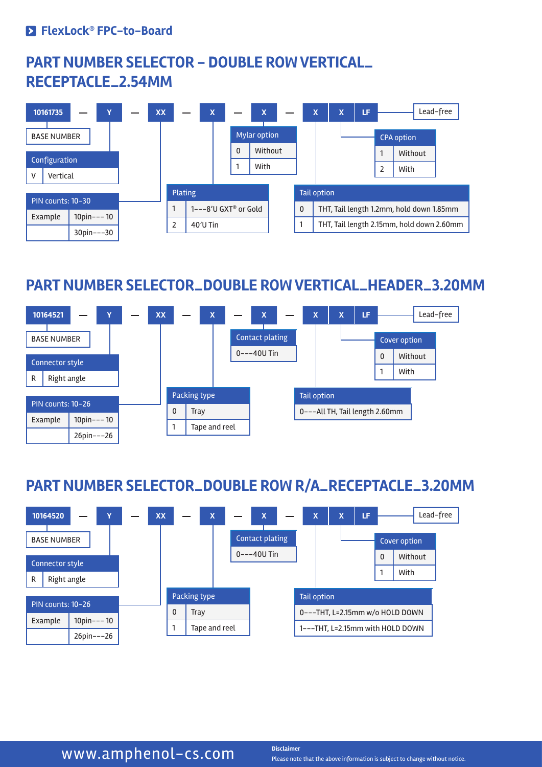FlexLock® FPC-to-Board

# PART NUMBER SELECTOR – DOUBLE ROW VERTICAL_RECEPTACLE_2.54MM

10161735 — Y — XX — X — X — X X LF

Lead-free

BASE NUMBER

| Configuration | |
|---|---|
| V | Vertical |

| PIN counts: 10-30 | |
|---|---|
| Example | 10pin--- 10 |
| | 30pin---30 |

| Plating | |
|---|---|
| 1 | 1---8'U GXT® or Gold |
| 2 | 40'U Tin |

| Mylar option | |
|---|---|
| 0 | Without |
| 1 | With |

| Tail option | |
|---|---|
| 0 | THT, Tail length 1.2mm, hold down 1.85mm |
| 1 | THT, Tail length 2.15mm, hold down 2.60mm |

| CPA option | |
|---|---|
| 1 | Without |
| 2 | With |

# PART NUMBER SELECTOR_DOUBLE ROW VERTICAL_HEADER_3.20MM

10164521 — Y — XX — X — X — X X LF

Lead-free

BASE NUMBER

| Connector style | |
|---|---|
| R | Right angle |

| PIN counts: 10-26 | |
|---|---|
| Example | 10pin--- 10 |
| | 26pin---26 |

| Packing type | |
|---|---|
| 0 | Tray |
| 1 | Tape and reel |

| Contact plating |
|---|
| 0---40U Tin |

| Tail option |
|---|
| 0---All TH, Tail length 2.60mm |

| Cover option | |
|---|---|
| 0 | Without |
| 1 | With |

# PART NUMBER SELECTOR_DOUBLE ROW R/A_RECEPTACLE_3.20MM

10164520 — Y — XX — X — X — X X LF

Lead-free

BASE NUMBER

| Connector style | |
|---|---|
| R | Right angle |

| PIN counts: 10-26 | |
|---|---|
| Example | 10pin--- 10 |
| | 26pin---26 |

| Packing type | |
|---|---|
| 0 | Tray |
| 1 | Tape and reel |

| Contact plating |
|---|
| 0---40U Tin |

| Tail option |
|---|
| 0---THT, L=2.15mm w/o HOLD DOWN |
| 1---THT, L=2.15mm with HOLD DOWN |

| Cover option | |
|---|---|
| 0 | Without |
| 1 | With |

www.amphenol-cs.com

**Disclaimer**
Please note that the above information is subject to change without notice.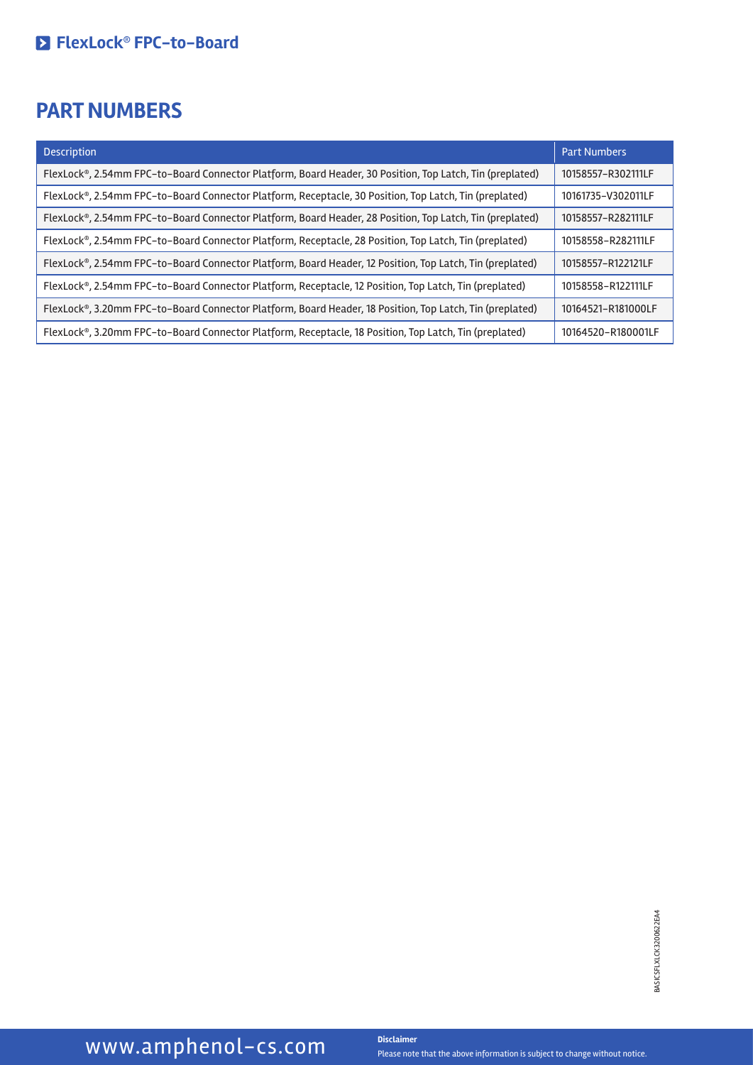## PART NUMBERS

| Description | Part Numbers |
|---|---|
| FlexLock®, 2.54mm FPC-to-Board Connector Platform, Board Header, 30 Position, Top Latch, Tin (preplated) | 10158557-R302111LF |
| FlexLock®, 2.54mm FPC-to-Board Connector Platform, Receptacle, 30 Position, Top Latch, Tin (preplated) | 10161735-V302011LF |
| FlexLock®, 2.54mm FPC-to-Board Connector Platform, Board Header, 28 Position, Top Latch, Tin (preplated) | 10158557-R282111LF |
| FlexLock®, 2.54mm FPC-to-Board Connector Platform, Receptacle, 28 Position, Top Latch, Tin (preplated) | 10158558-R282111LF |
| FlexLock®, 2.54mm FPC-to-Board Connector Platform, Board Header, 12 Position, Top Latch, Tin (preplated) | 10158557-R122121LF |
| FlexLock®, 2.54mm FPC-to-Board Connector Platform, Receptacle, 12 Position, Top Latch, Tin (preplated) | 10158558-R122111LF |
| FlexLock®, 3.20mm FPC-to-Board Connector Platform, Board Header, 18 Position, Top Latch, Tin (preplated) | 10164521-R181000LF |
| FlexLock®, 3.20mm FPC-to-Board Connector Platform, Receptacle, 18 Position, Top Latch, Tin (preplated) | 10164520-R180001LF |

BASICSFLXLCK3200622EA4

www.amphenol-cs.com

**Disclaimer**
Please note that the above information is subject to change without notice.